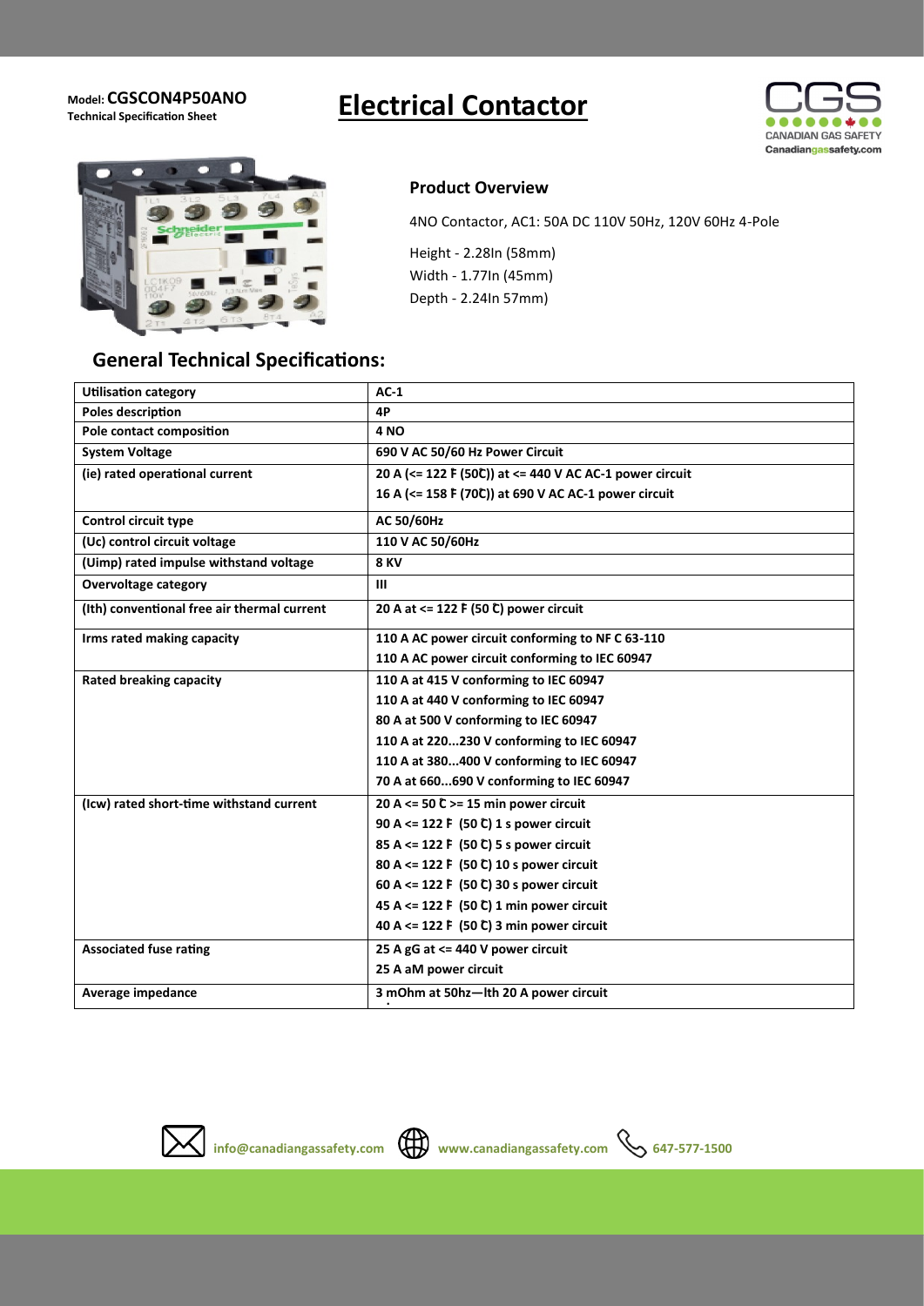Model: **CGSCON4P50ANO**
**Technical Specification Sheet**

# Electrical Contactor

CANADIAN GAS SAFETY
Canadiangassafety.com

## Product Overview

4NO Contactor, AC1: 50A DC 110V 50Hz, 120V 60Hz 4-Pole

Height - 2.28In (58mm)
Width - 1.77In (45mm)
Depth - 2.24In 57mm)

## General Technical Specifications:

| | |
|---|---|
| **Utilisation category** | **AC-1** |
| **Poles description** | **4P** |
| **Pole contact composition** | **4 NO** |
| **System Voltage** | **690 V AC 50/60 Hz Power Circuit** |
| **(ie) rated operational current** | **20 A (<= 122 ₣ (50₢)) at <= 440 V AC AC-1 power circuit**<br>**16 A (<= 158 ₣ (70₢)) at 690 V AC AC-1 power circuit** |
| **Control circuit type** | **AC 50/60Hz** |
| **(Uc) control circuit voltage** | **110 V AC 50/60Hz** |
| **(Uimp) rated impulse withstand voltage** | **8 KV** |
| **Overvoltage category** | **III** |
| **(Ith) conventional free air thermal current** | **20 A at <= 122 ₣ (50 ₢) power circuit** |
| **Irms rated making capacity** | **110 A AC power circuit conforming to NF C 63-110**<br>**110 A AC power circuit conforming to IEC 60947** |
| **Rated breaking capacity** | **110 A at 415 V conforming to IEC 60947**<br>**110 A at 440 V conforming to IEC 60947**<br>**80 A at 500 V conforming to IEC 60947**<br>**110 A at 220...230 V conforming to IEC 60947**<br>**110 A at 380...400 V conforming to IEC 60947**<br>**70 A at 660...690 V conforming to IEC 60947** |
| **(Icw) rated short-time withstand current** | **20 A <= 50 ₢ >= 15 min power circuit**<br>**90 A <= 122 ₣ (50 ₢) 1 s power circuit**<br>**85 A <= 122 ₣ (50 ₢) 5 s power circuit**<br>**80 A <= 122 ₣ (50 ₢) 10 s power circuit**<br>**60 A <= 122 ₣ (50 ₢) 30 s power circuit**<br>**45 A <= 122 ₣ (50 ₢) 1 min power circuit**<br>**40 A <= 122 ₣ (50 ₢) 3 min power circuit** |
| **Associated fuse rating** | **25 A gG at <= 440 V power circuit**<br>**25 A aM power circuit** |
| **Average impedance** | **3 mOhm at 50hz—Ith 20 A power circuit** |

**info@canadiangassafety.com** **www.canadiangassafety.com** **647-577-1500**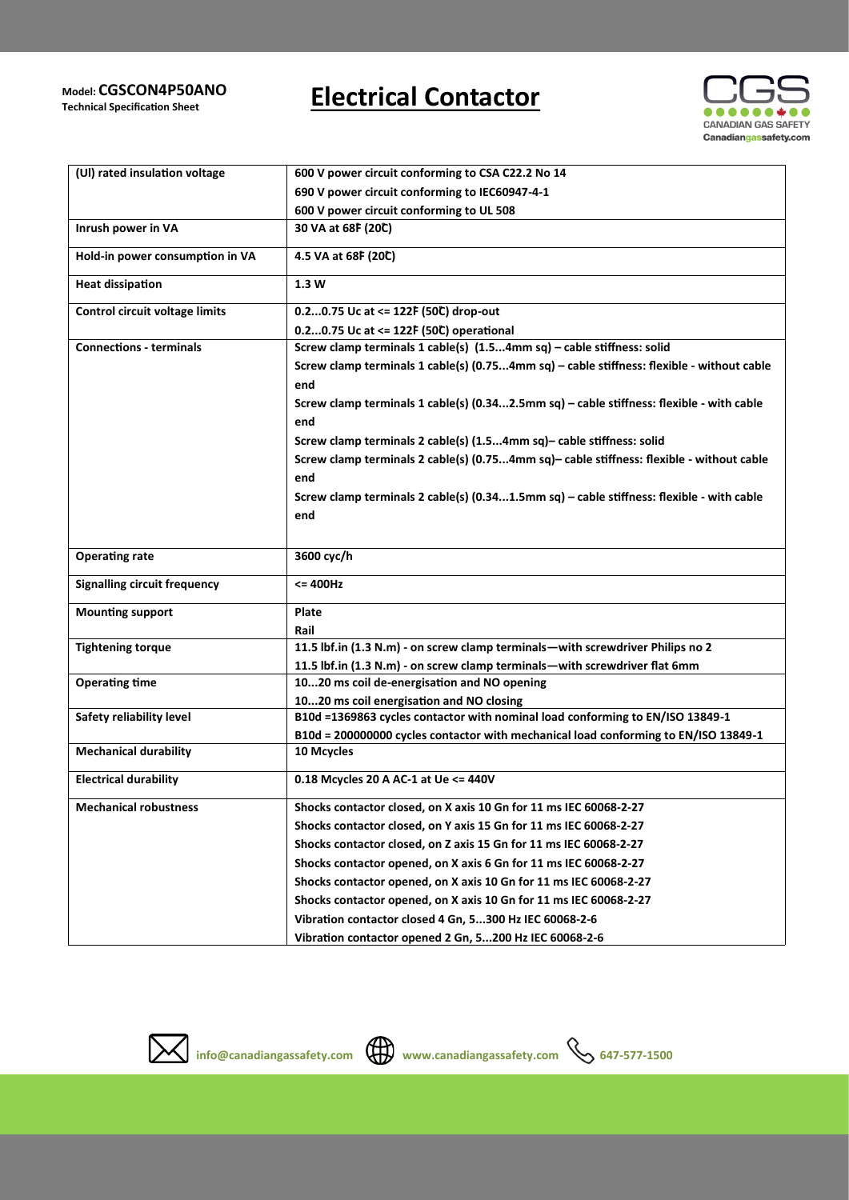Model: **CGSCON4P50ANO**
**Technical Specification Sheet**

# Electrical Contactor

| | |
|---|---|
| **(Ul) rated insulation voltage** | **600 V power circuit conforming to CSA C22.2 No 14**<br>**690 V power circuit conforming to IEC60947-4-1**<br>**600 V power circuit conforming to UL 508** |
| **Inrush power in VA** | **30 VA at 68F (20C)** |
| **Hold-in power consumption in VA** | **4.5 VA at 68F (20C)** |
| **Heat dissipation** | **1.3 W** |
| **Control circuit voltage limits** | **0.2...0.75 Uc at <= 122F (50C) drop-out**<br>**0.2...0.75 Uc at <= 122F (50C) operational** |
| **Connections - terminals** | **Screw clamp terminals 1 cable(s) (1.5...4mm sq) – cable stiffness: solid**<br>**Screw clamp terminals 1 cable(s) (0.75...4mm sq) – cable stiffness: flexible - without cable end**<br>**Screw clamp terminals 1 cable(s) (0.34...2.5mm sq) – cable stiffness: flexible - with cable end**<br>**Screw clamp terminals 2 cable(s) (1.5...4mm sq)– cable stiffness: solid**<br>**Screw clamp terminals 2 cable(s) (0.75...4mm sq)– cable stiffness: flexible - without cable end**<br>**Screw clamp terminals 2 cable(s) (0.34...1.5mm sq) – cable stiffness: flexible - with cable end** |
| **Operating rate** | **3600 cyc/h** |
| **Signalling circuit frequency** | **<= 400Hz** |
| **Mounting support** | **Plate**<br>**Rail** |
| **Tightening torque** | **11.5 lbf.in (1.3 N.m) - on screw clamp terminals—with screwdriver Philips no 2**<br>**11.5 lbf.in (1.3 N.m) - on screw clamp terminals—with screwdriver flat 6mm** |
| **Operating time** | **10...20 ms coil de-energisation and NO opening**<br>**10...20 ms coil energisation and NO closing** |
| **Safety reliability level** | **B10d =1369863 cycles contactor with nominal load conforming to EN/ISO 13849-1**<br>**B10d = 200000000 cycles contactor with mechanical load conforming to EN/ISO 13849-1** |
| **Mechanical durability** | **10 Mcycles** |
| **Electrical durability** | **0.18 Mcycles 20 A AC-1 at Ue <= 440V** |
| **Mechanical robustness** | **Shocks contactor closed, on X axis 10 Gn for 11 ms IEC 60068-2-27**<br>**Shocks contactor closed, on Y axis 15 Gn for 11 ms IEC 60068-2-27**<br>**Shocks contactor closed, on Z axis 15 Gn for 11 ms IEC 60068-2-27**<br>**Shocks contactor opened, on X axis 6 Gn for 11 ms IEC 60068-2-27**<br>**Shocks contactor opened, on X axis 10 Gn for 11 ms IEC 60068-2-27**<br>**Shocks contactor opened, on X axis 10 Gn for 11 ms IEC 60068-2-27**<br>**Vibration contactor closed 4 Gn, 5...300 Hz IEC 60068-2-6**<br>**Vibration contactor opened 2 Gn, 5...200 Hz IEC 60068-2-6** |

**info@canadiangassafety.com** **www.canadiangassafety.com** **647-577-1500**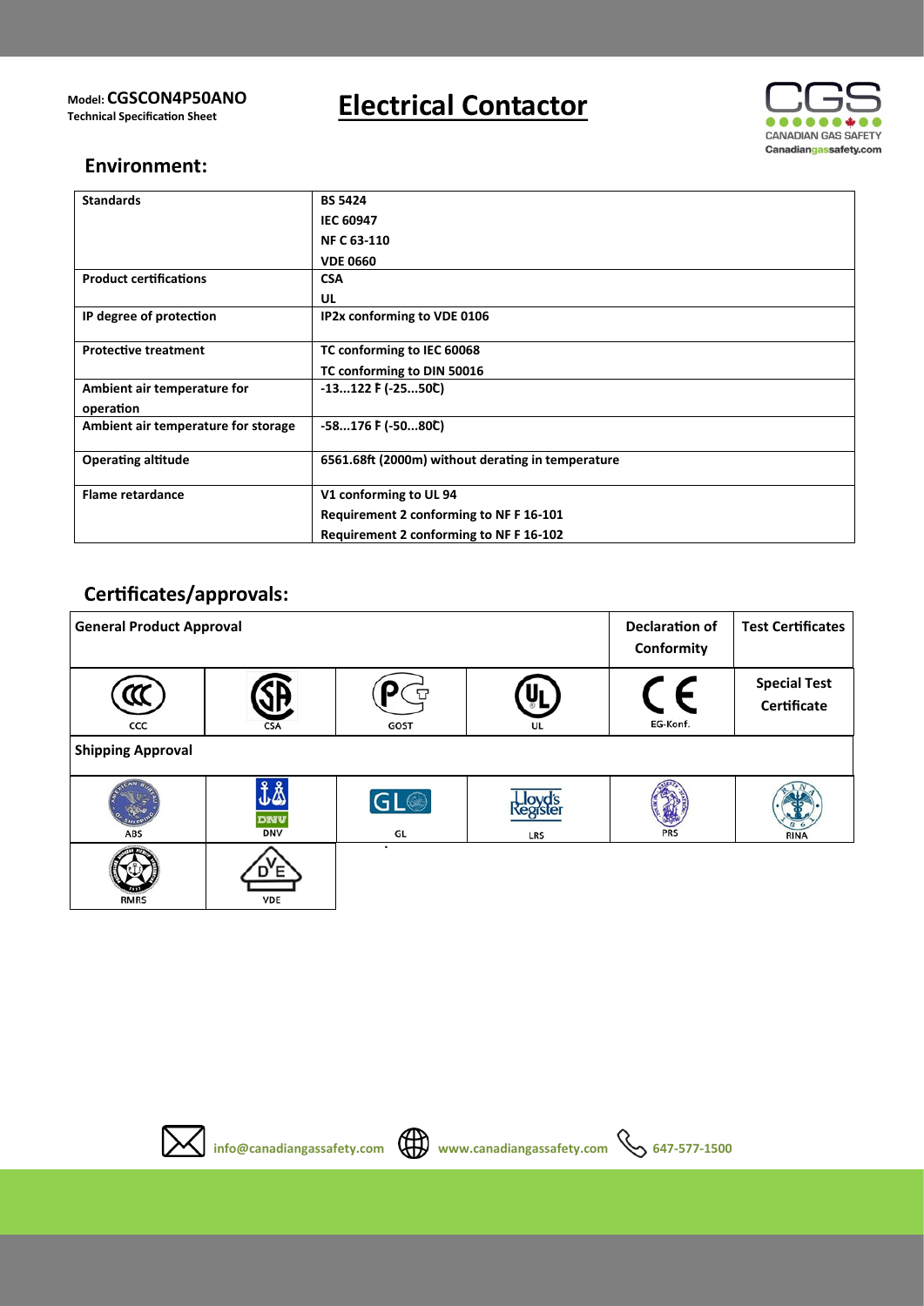Model: **CGSCON4P50ANO**
**Technical Specification Sheet**

# Electrical Contactor

## Environment:

| | |
|---|---|
| **Standards** | **BS 5424**<br>**IEC 60947**<br>**NF C 63-110**<br>**VDE 0660** |
| **Product certifications** | **CSA**<br>**UL** |
| **IP degree of protection** | **IP2x conforming to VDE 0106** |
| **Protective treatment** | **TC conforming to IEC 60068**<br>**TC conforming to DIN 50016** |
| **Ambient air temperature for operation** | **-13...122 F (-25...50C)** |
| **Ambient air temperature for storage** | **-58...176 F (-50...80C)** |
| **Operating altitude** | **6561.68ft (2000m) without derating in temperature** |
| **Flame retardance** | **V1 conforming to UL 94**<br>**Requirement 2 conforming to NF F 16-101**<br>**Requirement 2 conforming to NF F 16-102** |

## Certificates/approvals:

| **General Product Approval** | | | | **Declaration of Conformity** | **Test Certificates** |
|---|---|---|---|---|---|
| CCC | CSA | GOST | UL | EG-Konf. | **Special Test Certificate** |
| **Shipping Approval** | | | | | |
| ABS | DNV | GL | LRS | PRS | RINA |
| RMRS | VDE | | | | |

info@canadiangassafety.com www.canadiangassafety.com 647-577-1500